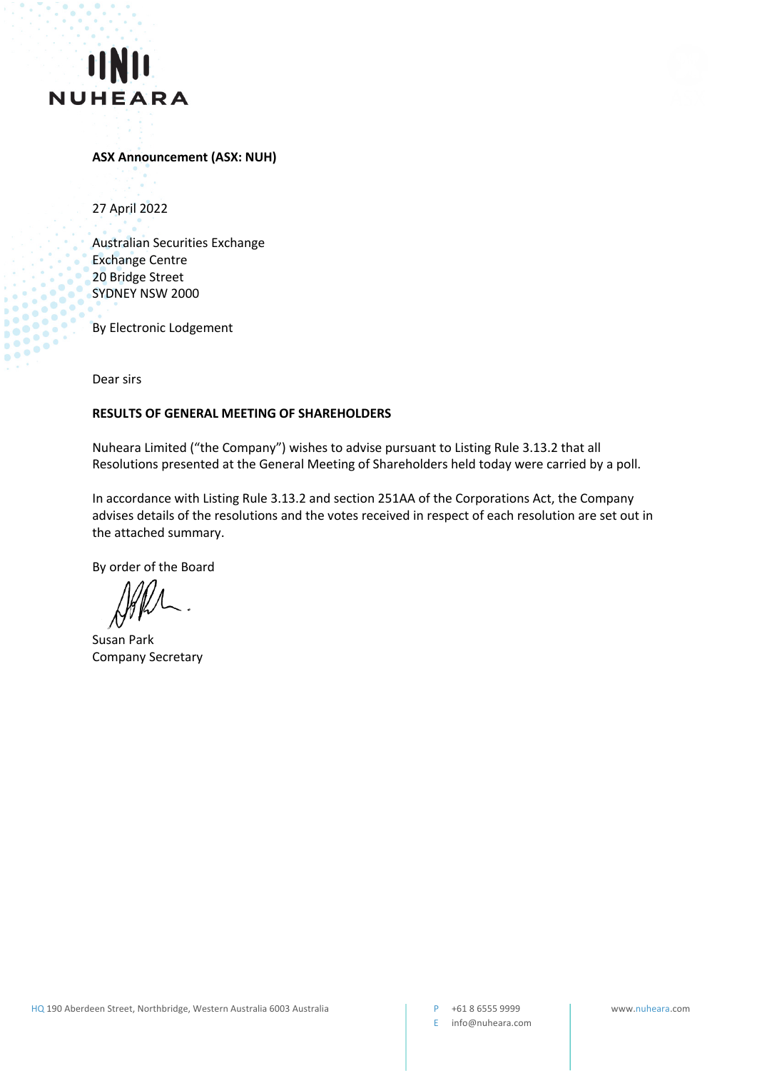**ASX Announcement (ASX: NUH)**

27 April 2022

Australian Securities Exchange
Exchange Centre
20 Bridge Street
SYDNEY NSW 2000

By Electronic Lodgement

Dear sirs

**RESULTS OF GENERAL MEETING OF SHAREHOLDERS**

Nuheara Limited ("the Company") wishes to advise pursuant to Listing Rule 3.13.2 that all Resolutions presented at the General Meeting of Shareholders held today were carried by a poll.

In accordance with Listing Rule 3.13.2 and section 251AA of the Corporations Act, the Company advises details of the resolutions and the votes received in respect of each resolution are set out in the attached summary.

By order of the Board

Susan Park
Company Secretary

HQ 190 Aberdeen Street, Northbridge, Western Australia 6003 Australia

P +61 8 6555 9999
E info@nuheara.com

www.nuheara.com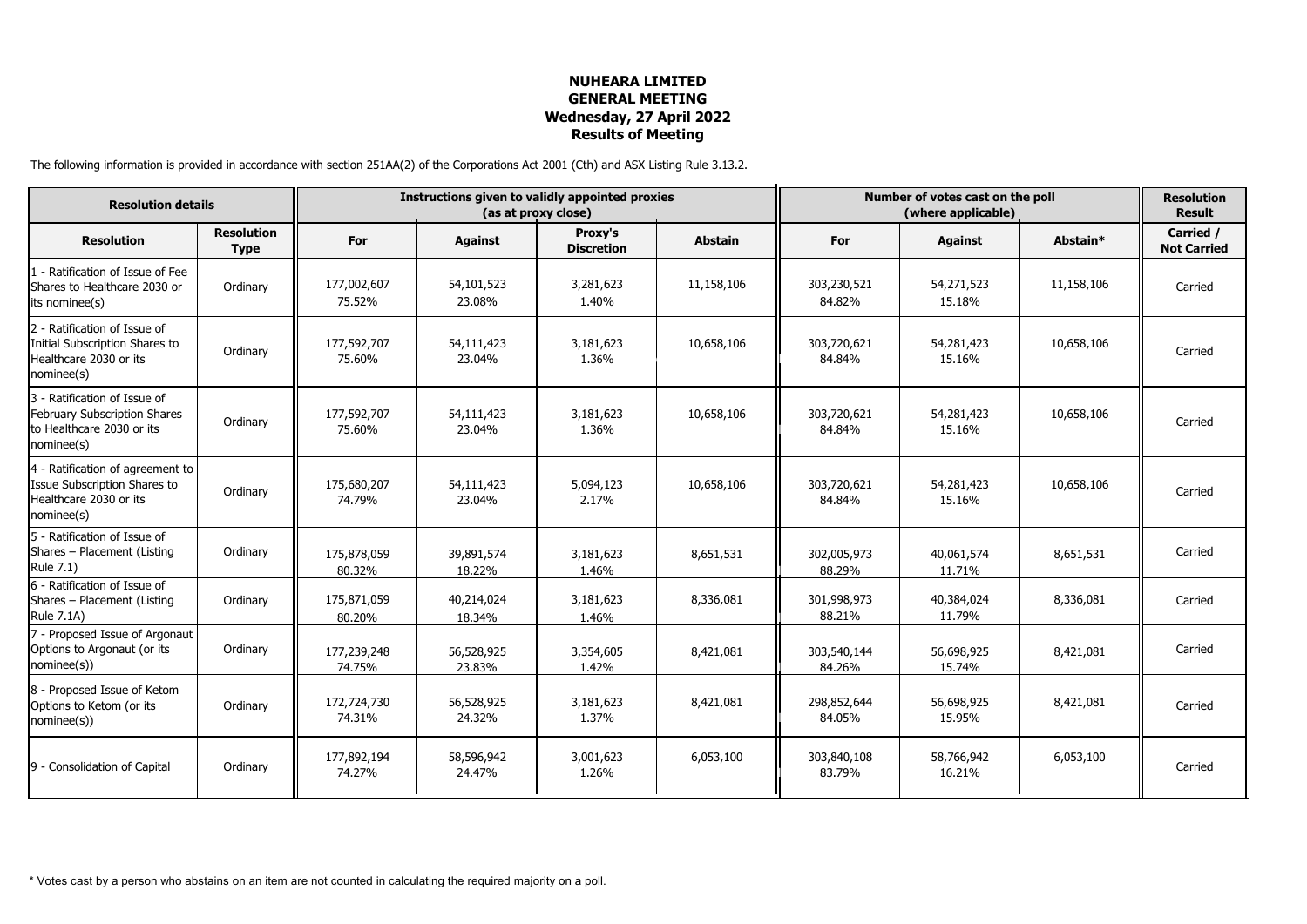# NUHEARA LIMITED
## GENERAL MEETING
### Wednesday, 27 April 2022
### Results of Meeting

The following information is provided in accordance with section 251AA(2) of the Corporations Act 2001 (Cth) and ASX Listing Rule 3.13.2.

| Resolution details | | Instructions given to validly appointed proxies (as at proxy close) | | | | Number of votes cast on the poll (where applicable) | | | Resolution Result |
|---|---|---|---|---|---|---|---|---|---|
| **Resolution** | **Resolution Type** | **For** | **Against** | **Proxy's Discretion** | **Abstain** | **For** | **Against** | **Abstain*** | **Carried / Not Carried** |
| 1 - Ratification of Issue of Fee Shares to Healthcare 2030 or its nominee(s) | Ordinary | 177,002,607 75.52% | 54,101,523 23.08% | 3,281,623 1.40% | 11,158,106 | 303,230,521 84.82% | 54,271,523 15.18% | 11,158,106 | Carried |
| 2 - Ratification of Issue of Initial Subscription Shares to Healthcare 2030 or its nominee(s) | Ordinary | 177,592,707 75.60% | 54,111,423 23.04% | 3,181,623 1.36% | 10,658,106 | 303,720,621 84.84% | 54,281,423 15.16% | 10,658,106 | Carried |
| 3 - Ratification of Issue of February Subscription Shares to Healthcare 2030 or its nominee(s) | Ordinary | 177,592,707 75.60% | 54,111,423 23.04% | 3,181,623 1.36% | 10,658,106 | 303,720,621 84.84% | 54,281,423 15.16% | 10,658,106 | Carried |
| 4 - Ratification of agreement to Issue Subscription Shares to Healthcare 2030 or its nominee(s) | Ordinary | 175,680,207 74.79% | 54,111,423 23.04% | 5,094,123 2.17% | 10,658,106 | 303,720,621 84.84% | 54,281,423 15.16% | 10,658,106 | Carried |
| 5 - Ratification of Issue of Shares – Placement (Listing Rule 7.1) | Ordinary | 175,878,059 80.32% | 39,891,574 18.22% | 3,181,623 1.46% | 8,651,531 | 302,005,973 88.29% | 40,061,574 11.71% | 8,651,531 | Carried |
| 6 - Ratification of Issue of Shares – Placement (Listing Rule 7.1A) | Ordinary | 175,871,059 80.20% | 40,214,024 18.34% | 3,181,623 1.46% | 8,336,081 | 301,998,973 88.21% | 40,384,024 11.79% | 8,336,081 | Carried |
| 7 - Proposed Issue of Argonaut Options to Argonaut (or its nominee(s)) | Ordinary | 177,239,248 74.75% | 56,528,925 23.83% | 3,354,605 1.42% | 8,421,081 | 303,540,144 84.26% | 56,698,925 15.74% | 8,421,081 | Carried |
| 8 - Proposed Issue of Ketom Options to Ketom (or its nominee(s)) | Ordinary | 172,724,730 74.31% | 56,528,925 24.32% | 3,181,623 1.37% | 8,421,081 | 298,852,644 84.05% | 56,698,925 15.95% | 8,421,081 | Carried |
| 9 - Consolidation of Capital | Ordinary | 177,892,194 74.27% | 58,596,942 24.47% | 3,001,623 1.26% | 6,053,100 | 303,840,108 83.79% | 58,766,942 16.21% | 6,053,100 | Carried |

\* Votes cast by a person who abstains on an item are not counted in calculating the required majority on a poll.